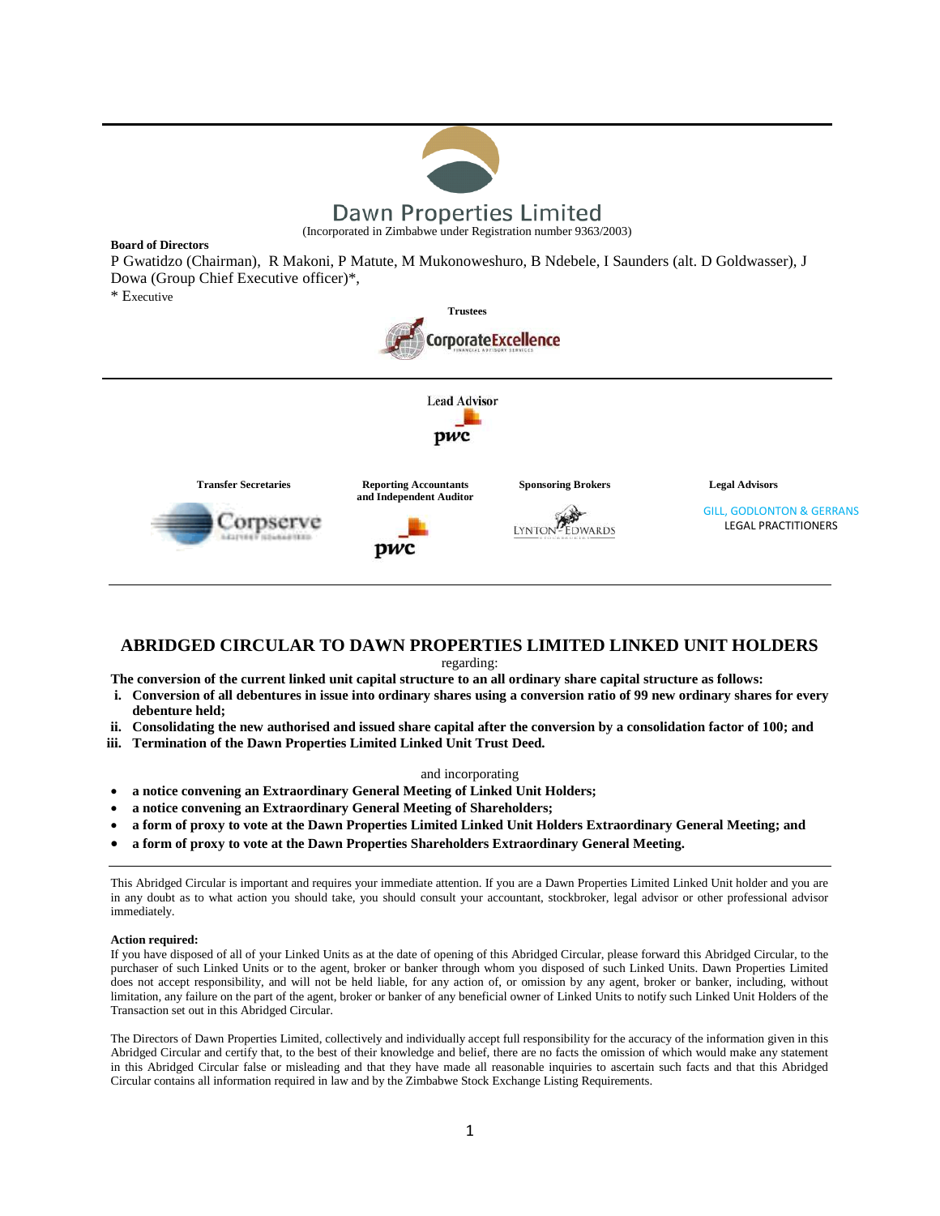# Dawn Properties Limited

(Incorporated in Zimbabwe under Registration number 9363/2003)

**Board of Directors**

P Gwatidzo (Chairman), R Makoni, P Matute, M Mukonoweshuro, B Ndebele, I Saunders (alt. D Goldwasser), J Dowa (Group Chief Executive officer)*,

\* Executive

**Trustees**

CorporateExcellence

Lead Advisor

pwc

| Transfer Secretaries | Reporting Accountants and Independent Auditor | Sponsoring Brokers | Legal Advisors |
|---|---|---|---|
| Corpserve | pwc | LYNTON-EDWARDS | GILL, GODLONTON & GERRANS LEGAL PRACTITIONERS |

## ABRIDGED CIRCULAR TO DAWN PROPERTIES LIMITED LINKED UNIT HOLDERS

regarding:

**The conversion of the current linked unit capital structure to an all ordinary share capital structure as follows:**

i. **Conversion of all debentures in issue into ordinary shares using a conversion ratio of 99 new ordinary shares for every debenture held;**

ii. **Consolidating the new authorised and issued share capital after the conversion by a consolidation factor of 100; and**

iii. **Termination of the Dawn Properties Limited Linked Unit Trust Deed.**

and incorporating

- **a notice convening an Extraordinary General Meeting of Linked Unit Holders;**
- **a notice convening an Extraordinary General Meeting of Shareholders;**
- **a form of proxy to vote at the Dawn Properties Limited Linked Unit Holders Extraordinary General Meeting; and**
- **a form of proxy to vote at the Dawn Properties Shareholders Extraordinary General Meeting.**

This Abridged Circular is important and requires your immediate attention. If you are a Dawn Properties Limited Linked Unit holder and you are in any doubt as to what action you should take, you should consult your accountant, stockbroker, legal advisor or other professional advisor immediately.

**Action required:**

If you have disposed of all of your Linked Units as at the date of opening of this Abridged Circular, please forward this Abridged Circular, to the purchaser of such Linked Units or to the agent, broker or banker through whom you disposed of such Linked Units. Dawn Properties Limited does not accept responsibility, and will not be held liable, for any action of, or omission by any agent, broker or banker, including, without limitation, any failure on the part of the agent, broker or banker of any beneficial owner of Linked Units to notify such Linked Unit Holders of the Transaction set out in this Abridged Circular.

The Directors of Dawn Properties Limited, collectively and individually accept full responsibility for the accuracy of the information given in this Abridged Circular and certify that, to the best of their knowledge and belief, there are no facts the omission of which would make any statement in this Abridged Circular false or misleading and that they have made all reasonable inquiries to ascertain such facts and that this Abridged Circular contains all information required in law and by the Zimbabwe Stock Exchange Listing Requirements.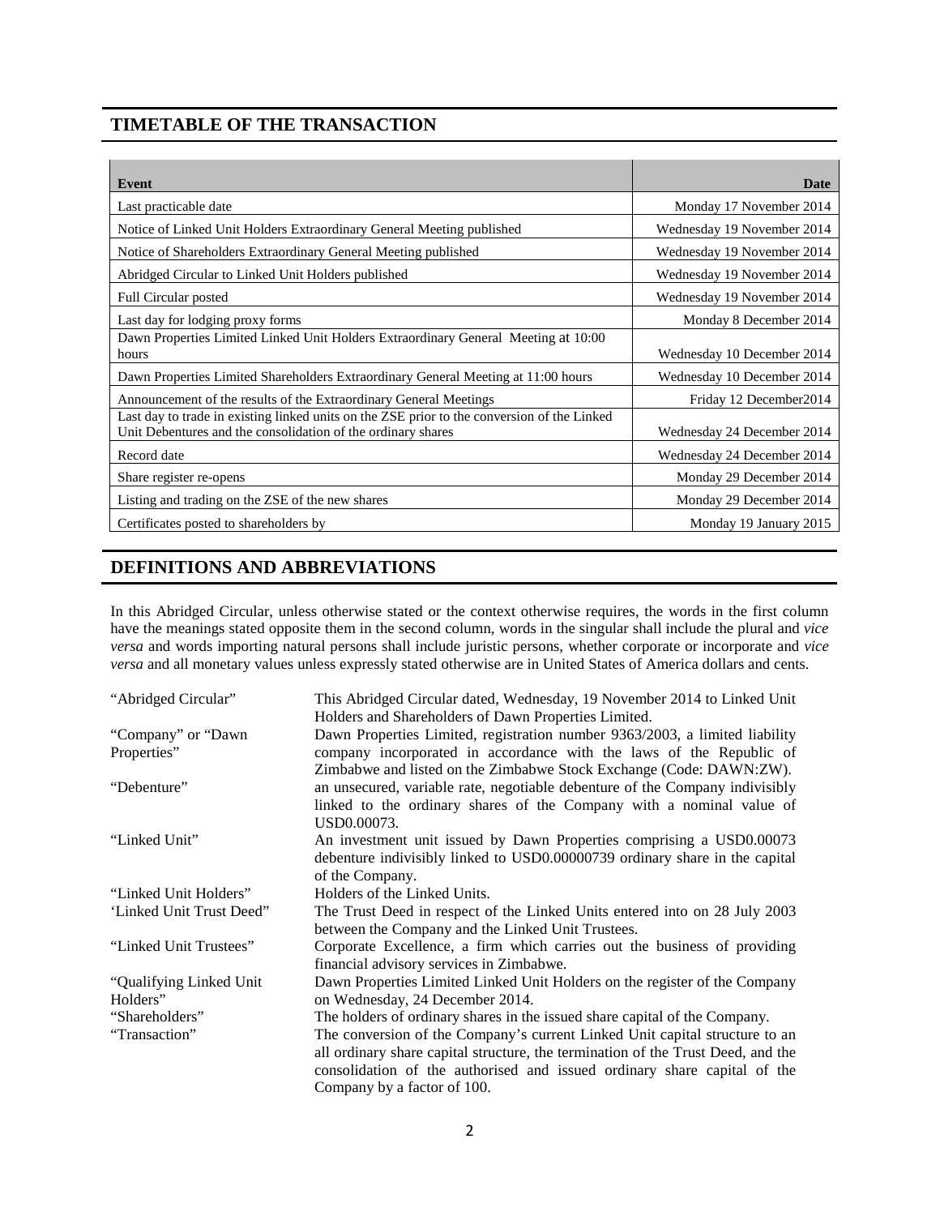## TIMETABLE OF THE TRANSACTION

| Event | Date |
|---|---|
| Last practicable date | Monday 17 November 2014 |
| Notice of Linked Unit Holders Extraordinary General Meeting published | Wednesday 19 November 2014 |
| Notice of Shareholders Extraordinary General Meeting published | Wednesday 19 November 2014 |
| Abridged Circular to Linked Unit Holders published | Wednesday 19 November 2014 |
| Full Circular posted | Wednesday 19 November 2014 |
| Last day for lodging proxy forms | Monday 8 December 2014 |
| Dawn Properties Limited Linked Unit Holders Extraordinary General Meeting at 10:00 hours | Wednesday 10 December 2014 |
| Dawn Properties Limited Shareholders Extraordinary General Meeting at 11:00 hours | Wednesday 10 December 2014 |
| Announcement of the results of the Extraordinary General Meetings | Friday 12 December2014 |
| Last day to trade in existing linked units on the ZSE prior to the conversion of the Linked Unit Debentures and the consolidation of the ordinary shares | Wednesday 24 December 2014 |
| Record date | Wednesday 24 December 2014 |
| Share register re-opens | Monday 29 December 2014 |
| Listing and trading on the ZSE of the new shares | Monday 29 December 2014 |
| Certificates posted to shareholders by | Monday 19 January 2015 |

## DEFINITIONS AND ABBREVIATIONS

In this Abridged Circular, unless otherwise stated or the context otherwise requires, the words in the first column have the meanings stated opposite them in the second column, words in the singular shall include the plural and *vice versa* and words importing natural persons shall include juristic persons, whether corporate or incorporate and *vice versa* and all monetary values unless expressly stated otherwise are in United States of America dollars and cents.

| | |
|---|---|
| "Abridged Circular" | This Abridged Circular dated, Wednesday, 19 November 2014 to Linked Unit Holders and Shareholders of Dawn Properties Limited. |
| "Company" or "Dawn Properties" | Dawn Properties Limited, registration number 9363/2003, a limited liability company incorporated in accordance with the laws of the Republic of Zimbabwe and listed on the Zimbabwe Stock Exchange (Code: DAWN:ZW). |
| "Debenture" | an unsecured, variable rate, negotiable debenture of the Company indivisibly linked to the ordinary shares of the Company with a nominal value of USD0.00073. |
| "Linked Unit" | An investment unit issued by Dawn Properties comprising a USD0.00073 debenture indivisibly linked to USD0.00000739 ordinary share in the capital of the Company. |
| "Linked Unit Holders" | Holders of the Linked Units. |
| 'Linked Unit Trust Deed" | The Trust Deed in respect of the Linked Units entered into on 28 July 2003 between the Company and the Linked Unit Trustees. |
| "Linked Unit Trustees" | Corporate Excellence, a firm which carries out the business of providing financial advisory services in Zimbabwe. |
| "Qualifying Linked Unit Holders" | Dawn Properties Limited Linked Unit Holders on the register of the Company on Wednesday, 24 December 2014. |
| "Shareholders" | The holders of ordinary shares in the issued share capital of the Company. |
| "Transaction" | The conversion of the Company's current Linked Unit capital structure to an all ordinary share capital structure, the termination of the Trust Deed, and the consolidation of the authorised and issued ordinary share capital of the Company by a factor of 100. |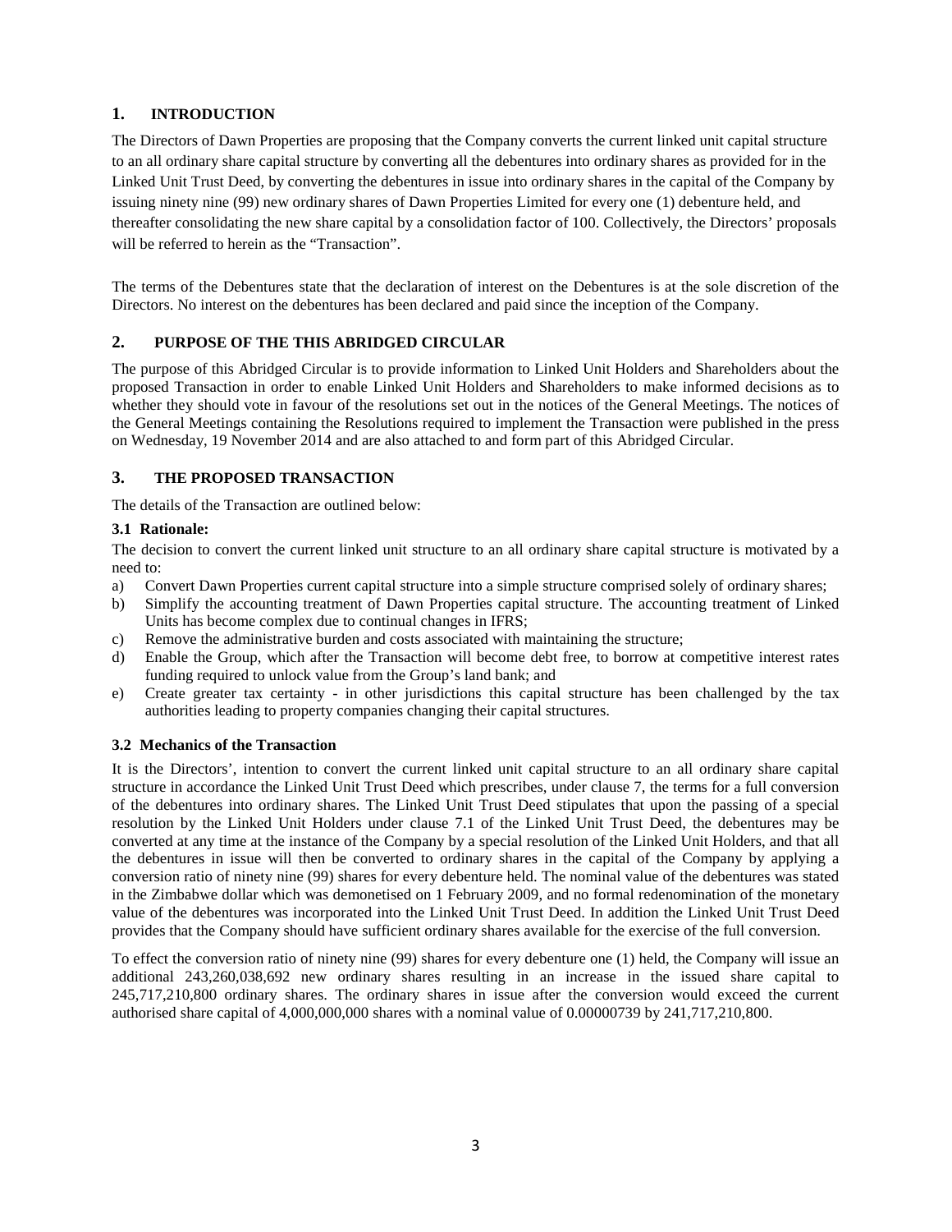## 1. INTRODUCTION

The Directors of Dawn Properties are proposing that the Company converts the current linked unit capital structure to an all ordinary share capital structure by converting all the debentures into ordinary shares as provided for in the Linked Unit Trust Deed, by converting the debentures in issue into ordinary shares in the capital of the Company by issuing ninety nine (99) new ordinary shares of Dawn Properties Limited for every one (1) debenture held, and thereafter consolidating the new share capital by a consolidation factor of 100. Collectively, the Directors' proposals will be referred to herein as the "Transaction".

The terms of the Debentures state that the declaration of interest on the Debentures is at the sole discretion of the Directors. No interest on the debentures has been declared and paid since the inception of the Company.

## 2. PURPOSE OF THE THIS ABRIDGED CIRCULAR

The purpose of this Abridged Circular is to provide information to Linked Unit Holders and Shareholders about the proposed Transaction in order to enable Linked Unit Holders and Shareholders to make informed decisions as to whether they should vote in favour of the resolutions set out in the notices of the General Meetings. The notices of the General Meetings containing the Resolutions required to implement the Transaction were published in the press on Wednesday, 19 November 2014 and are also attached to and form part of this Abridged Circular.

## 3. THE PROPOSED TRANSACTION

The details of the Transaction are outlined below:

### 3.1 Rationale:

The decision to convert the current linked unit structure to an all ordinary share capital structure is motivated by a need to:

a) Convert Dawn Properties current capital structure into a simple structure comprised solely of ordinary shares;
b) Simplify the accounting treatment of Dawn Properties capital structure. The accounting treatment of Linked Units has become complex due to continual changes in IFRS;
c) Remove the administrative burden and costs associated with maintaining the structure;
d) Enable the Group, which after the Transaction will become debt free, to borrow at competitive interest rates funding required to unlock value from the Group's land bank; and
e) Create greater tax certainty - in other jurisdictions this capital structure has been challenged by the tax authorities leading to property companies changing their capital structures.

### 3.2 Mechanics of the Transaction

It is the Directors', intention to convert the current linked unit capital structure to an all ordinary share capital structure in accordance the Linked Unit Trust Deed which prescribes, under clause 7, the terms for a full conversion of the debentures into ordinary shares. The Linked Unit Trust Deed stipulates that upon the passing of a special resolution by the Linked Unit Holders under clause 7.1 of the Linked Unit Trust Deed, the debentures may be converted at any time at the instance of the Company by a special resolution of the Linked Unit Holders, and that all the debentures in issue will then be converted to ordinary shares in the capital of the Company by applying a conversion ratio of ninety nine (99) shares for every debenture held. The nominal value of the debentures was stated in the Zimbabwe dollar which was demonetised on 1 February 2009, and no formal redenomination of the monetary value of the debentures was incorporated into the Linked Unit Trust Deed. In addition the Linked Unit Trust Deed provides that the Company should have sufficient ordinary shares available for the exercise of the full conversion.

To effect the conversion ratio of ninety nine (99) shares for every debenture one (1) held, the Company will issue an additional 243,260,038,692 new ordinary shares resulting in an increase in the issued share capital to 245,717,210,800 ordinary shares. The ordinary shares in issue after the conversion would exceed the current authorised share capital of 4,000,000,000 shares with a nominal value of 0.00000739 by 241,717,210,800.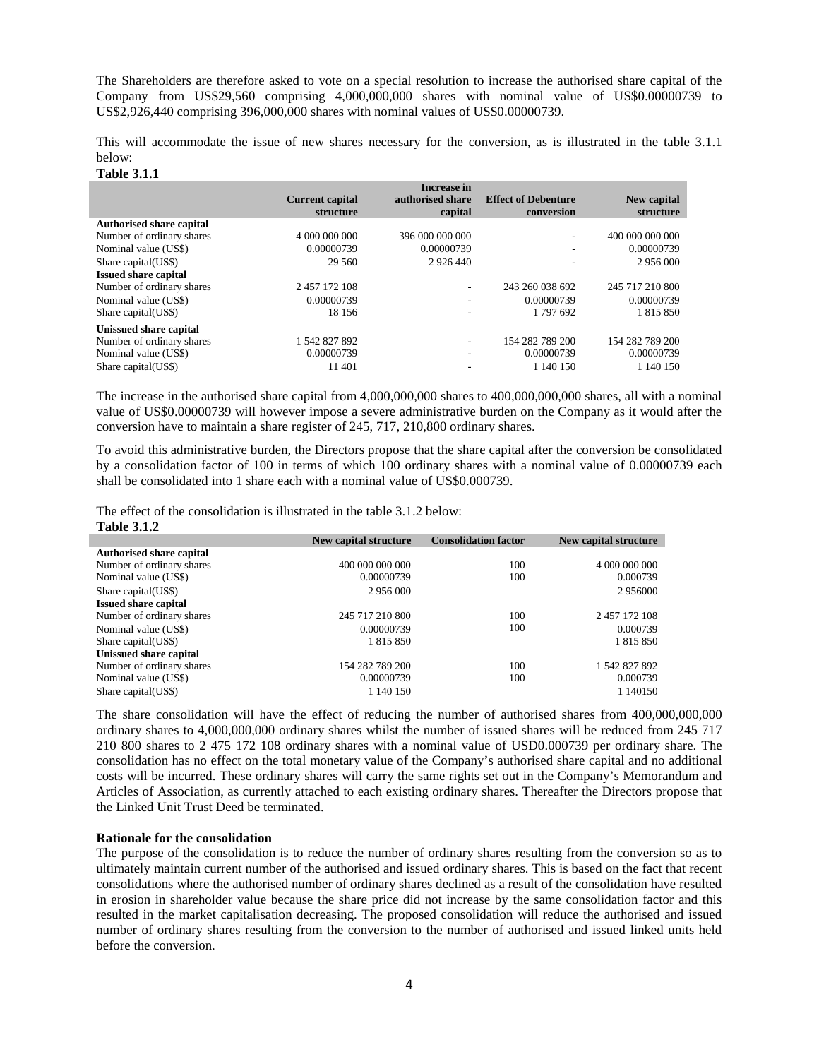The Shareholders are therefore asked to vote on a special resolution to increase the authorised share capital of the Company from US$29,560 comprising 4,000,000,000 shares with nominal value of US$0.00000739 to US$2,926,440 comprising 396,000,000 shares with nominal values of US$0.00000739.

This will accommodate the issue of new shares necessary for the conversion, as is illustrated in the table 3.1.1 below:

**Table 3.1.1**

| | Current capital structure | Increase in authorised share capital | Effect of Debenture conversion | New capital structure |
|---|---|---|---|---|
| **Authorised share capital** | | | | |
| Number of ordinary shares | 4 000 000 000 | 396 000 000 000 | - | 400 000 000 000 |
| Nominal value (US$) | 0.00000739 | 0.00000739 | - | 0.00000739 |
| Share capital(US$) | 29 560 | 2 926 440 | - | 2 956 000 |
| **Issued share capital** | | | | |
| Number of ordinary shares | 2 457 172 108 | - | 243 260 038 692 | 245 717 210 800 |
| Nominal value (US$) | 0.00000739 | - | 0.00000739 | 0.00000739 |
| Share capital(US$) | 18 156 | - | 1 797 692 | 1 815 850 |
| **Unissued share capital** | | | | |
| Number of ordinary shares | 1 542 827 892 | - | 154 282 789 200 | 154 282 789 200 |
| Nominal value (US$) | 0.00000739 | - | 0.00000739 | 0.00000739 |
| Share capital(US$) | 11 401 | - | 1 140 150 | 1 140 150 |

The increase in the authorised share capital from 4,000,000,000 shares to 400,000,000,000 shares, all with a nominal value of US$0.00000739 will however impose a severe administrative burden on the Company as it would after the conversion have to maintain a share register of 245, 717, 210,800 ordinary shares.

To avoid this administrative burden, the Directors propose that the share capital after the conversion be consolidated by a consolidation factor of 100 in terms of which 100 ordinary shares with a nominal value of 0.00000739 each shall be consolidated into 1 share each with a nominal value of US$0.000739.

The effect of the consolidation is illustrated in the table 3.1.2 below:

**Table 3.1.2**

| | New capital structure | Consolidation factor | New capital structure |
|---|---|---|---|
| **Authorised share capital** | | | |
| Number of ordinary shares | 400 000 000 000 | 100 | 4 000 000 000 |
| Nominal value (US$) | 0.00000739 | 100 | 0.000739 |
| Share capital(US$) | 2 956 000 | | 2 956000 |
| **Issued share capital** | | | |
| Number of ordinary shares | 245 717 210 800 | 100 | 2 457 172 108 |
| Nominal value (US$) | 0.00000739 | 100 | 0.000739 |
| Share capital(US$) | 1 815 850 | | 1 815 850 |
| **Unissued share capital** | | | |
| Number of ordinary shares | 154 282 789 200 | 100 | 1 542 827 892 |
| Nominal value (US$) | 0.00000739 | 100 | 0.000739 |
| Share capital(US$) | 1 140 150 | | 1 140150 |

The share consolidation will have the effect of reducing the number of authorised shares from 400,000,000,000 ordinary shares to 4,000,000,000 ordinary shares whilst the number of issued shares will be reduced from 245 717 210 800 shares to 2 475 172 108 ordinary shares with a nominal value of USD0.000739 per ordinary share. The consolidation has no effect on the total monetary value of the Company's authorised share capital and no additional costs will be incurred. These ordinary shares will carry the same rights set out in the Company's Memorandum and Articles of Association, as currently attached to each existing ordinary shares. Thereafter the Directors propose that the Linked Unit Trust Deed be terminated.

**Rationale for the consolidation**

The purpose of the consolidation is to reduce the number of ordinary shares resulting from the conversion so as to ultimately maintain current number of the authorised and issued ordinary shares. This is based on the fact that recent consolidations where the authorised number of ordinary shares declined as a result of the consolidation have resulted in erosion in shareholder value because the share price did not increase by the same consolidation factor and this resulted in the market capitalisation decreasing. The proposed consolidation will reduce the authorised and issued number of ordinary shares resulting from the conversion to the number of authorised and issued linked units held before the conversion.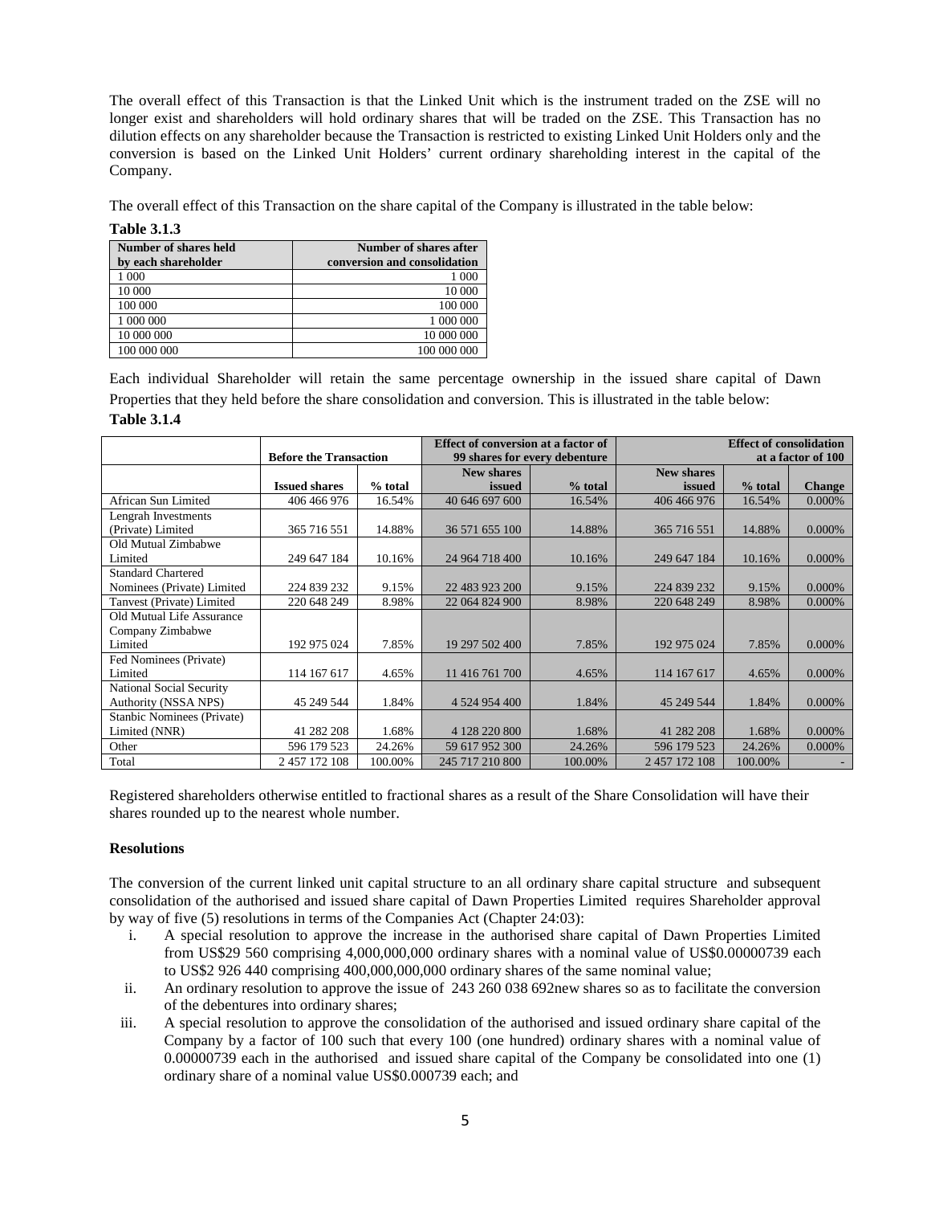The overall effect of this Transaction is that the Linked Unit which is the instrument traded on the ZSE will no longer exist and shareholders will hold ordinary shares that will be traded on the ZSE. This Transaction has no dilution effects on any shareholder because the Transaction is restricted to existing Linked Unit Holders only and the conversion is based on the Linked Unit Holders' current ordinary shareholding interest in the capital of the Company.

The overall effect of this Transaction on the share capital of the Company is illustrated in the table below:

**Table 3.1.3**

| Number of shares held by each shareholder | Number of shares after conversion and consolidation |
|---|---|
| 1 000 | 1 000 |
| 10 000 | 10 000 |
| 100 000 | 100 000 |
| 1 000 000 | 1 000 000 |
| 10 000 000 | 10 000 000 |
| 100 000 000 | 100 000 000 |

Each individual Shareholder will retain the same percentage ownership in the issued share capital of Dawn Properties that they held before the share consolidation and conversion. This is illustrated in the table below:

**Table 3.1.4**

| | Before the Transaction | | Effect of conversion at a factor of 99 shares for every debenture | | Effect of consolidation at a factor of 100 | | |
|---|---|---|---|---|---|---|---|
| | Issued shares | % total | New shares issued | % total | New shares issued | % total | Change |
| African Sun Limited | 406 466 976 | 16.54% | 40 646 697 600 | 16.54% | 406 466 976 | 16.54% | 0.000% |
| Lengrah Investments (Private) Limited | 365 716 551 | 14.88% | 36 571 655 100 | 14.88% | 365 716 551 | 14.88% | 0.000% |
| Old Mutual Zimbabwe Limited | 249 647 184 | 10.16% | 24 964 718 400 | 10.16% | 249 647 184 | 10.16% | 0.000% |
| Standard Chartered Nominees (Private) Limited | 224 839 232 | 9.15% | 22 483 923 200 | 9.15% | 224 839 232 | 9.15% | 0.000% |
| Tanvest (Private) Limited | 220 648 249 | 8.98% | 22 064 824 900 | 8.98% | 220 648 249 | 8.98% | 0.000% |
| Old Mutual Life Assurance Company Zimbabwe Limited | 192 975 024 | 7.85% | 19 297 502 400 | 7.85% | 192 975 024 | 7.85% | 0.000% |
| Fed Nominees (Private) Limited | 114 167 617 | 4.65% | 11 416 761 700 | 4.65% | 114 167 617 | 4.65% | 0.000% |
| National Social Security Authority (NSSA NPS) | 45 249 544 | 1.84% | 4 524 954 400 | 1.84% | 45 249 544 | 1.84% | 0.000% |
| Stanbic Nominees (Private) Limited (NNR) | 41 282 208 | 1.68% | 4 128 220 800 | 1.68% | 41 282 208 | 1.68% | 0.000% |
| Other | 596 179 523 | 24.26% | 59 617 952 300 | 24.26% | 596 179 523 | 24.26% | 0.000% |
| Total | 2 457 172 108 | 100.00% | 245 717 210 800 | 100.00% | 2 457 172 108 | 100.00% | - |

Registered shareholders otherwise entitled to fractional shares as a result of the Share Consolidation will have their shares rounded up to the nearest whole number.

**Resolutions**

The conversion of the current linked unit capital structure to an all ordinary share capital structure and subsequent consolidation of the authorised and issued share capital of Dawn Properties Limited requires Shareholder approval by way of five (5) resolutions in terms of the Companies Act (Chapter 24:03):

i. A special resolution to approve the increase in the authorised share capital of Dawn Properties Limited from US$29 560 comprising 4,000,000,000 ordinary shares with a nominal value of US$0.00000739 each to US$2 926 440 comprising 400,000,000,000 ordinary shares of the same nominal value;

ii. An ordinary resolution to approve the issue of 243 260 038 692new shares so as to facilitate the conversion of the debentures into ordinary shares;

iii. A special resolution to approve the consolidation of the authorised and issued ordinary share capital of the Company by a factor of 100 such that every 100 (one hundred) ordinary shares with a nominal value of 0.00000739 each in the authorised and issued share capital of the Company be consolidated into one (1) ordinary share of a nominal value US$0.000739 each; and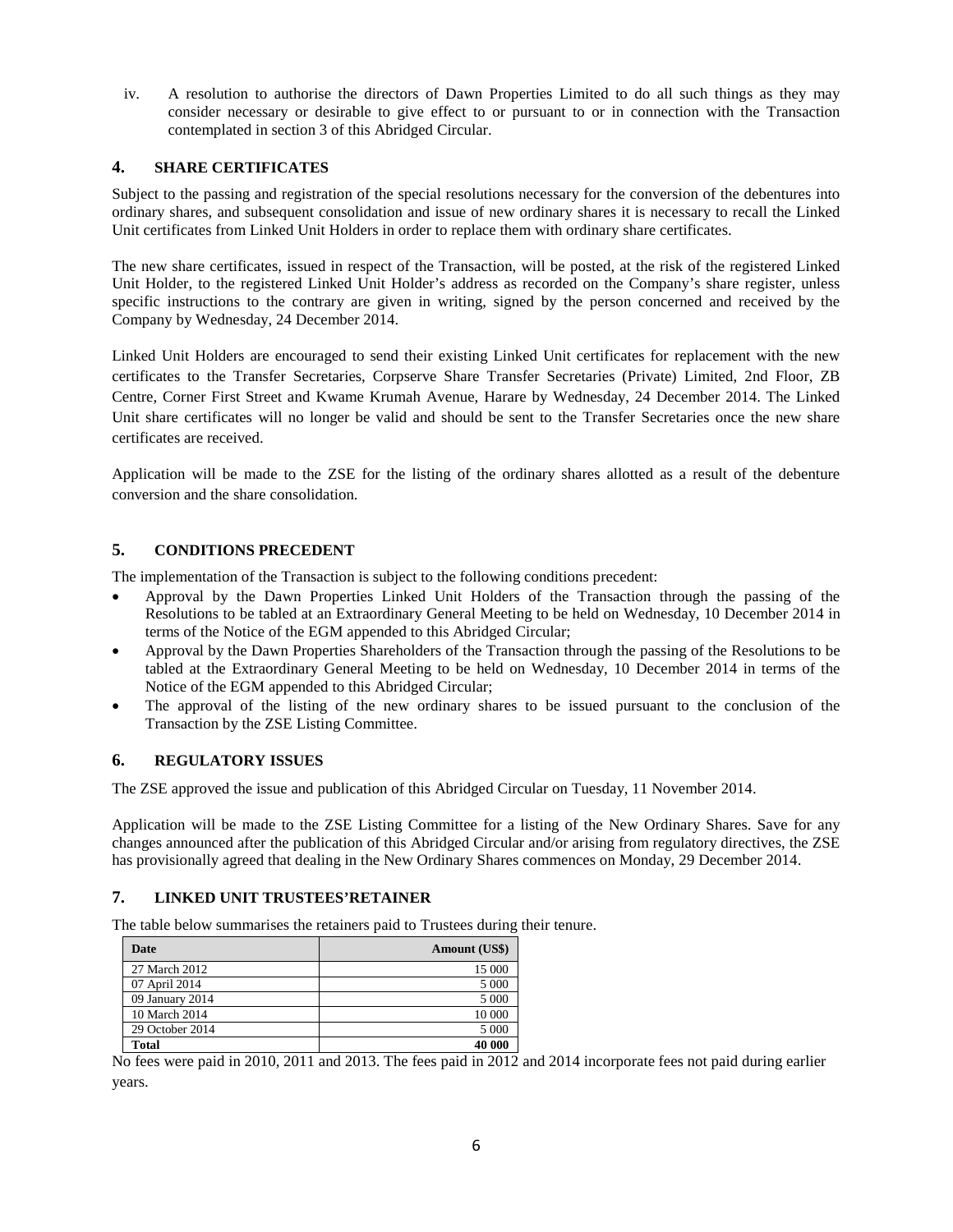iv. A resolution to authorise the directors of Dawn Properties Limited to do all such things as they may consider necessary or desirable to give effect to or pursuant to or in connection with the Transaction contemplated in section 3 of this Abridged Circular.

## 4. SHARE CERTIFICATES

Subject to the passing and registration of the special resolutions necessary for the conversion of the debentures into ordinary shares, and subsequent consolidation and issue of new ordinary shares it is necessary to recall the Linked Unit certificates from Linked Unit Holders in order to replace them with ordinary share certificates.

The new share certificates, issued in respect of the Transaction, will be posted, at the risk of the registered Linked Unit Holder, to the registered Linked Unit Holder's address as recorded on the Company's share register, unless specific instructions to the contrary are given in writing, signed by the person concerned and received by the Company by Wednesday, 24 December 2014.

Linked Unit Holders are encouraged to send their existing Linked Unit certificates for replacement with the new certificates to the Transfer Secretaries, Corpserve Share Transfer Secretaries (Private) Limited, 2nd Floor, ZB Centre, Corner First Street and Kwame Krumah Avenue, Harare by Wednesday, 24 December 2014. The Linked Unit share certificates will no longer be valid and should be sent to the Transfer Secretaries once the new share certificates are received.

Application will be made to the ZSE for the listing of the ordinary shares allotted as a result of the debenture conversion and the share consolidation.

## 5. CONDITIONS PRECEDENT

The implementation of the Transaction is subject to the following conditions precedent:

- Approval by the Dawn Properties Linked Unit Holders of the Transaction through the passing of the Resolutions to be tabled at an Extraordinary General Meeting to be held on Wednesday, 10 December 2014 in terms of the Notice of the EGM appended to this Abridged Circular;
- Approval by the Dawn Properties Shareholders of the Transaction through the passing of the Resolutions to be tabled at the Extraordinary General Meeting to be held on Wednesday, 10 December 2014 in terms of the Notice of the EGM appended to this Abridged Circular;
- The approval of the listing of the new ordinary shares to be issued pursuant to the conclusion of the Transaction by the ZSE Listing Committee.

## 6. REGULATORY ISSUES

The ZSE approved the issue and publication of this Abridged Circular on Tuesday, 11 November 2014.

Application will be made to the ZSE Listing Committee for a listing of the New Ordinary Shares. Save for any changes announced after the publication of this Abridged Circular and/or arising from regulatory directives, the ZSE has provisionally agreed that dealing in the New Ordinary Shares commences on Monday, 29 December 2014.

## 7. LINKED UNIT TRUSTEES'RETAINER

The table below summarises the retainers paid to Trustees during their tenure.

| Date | Amount (US$) |
|---|---:|
| 27 March 2012 | 15 000 |
| 07 April 2014 | 5 000 |
| 09 January 2014 | 5 000 |
| 10 March 2014 | 10 000 |
| 29 October 2014 | 5 000 |
| **Total** | **40 000** |

No fees were paid in 2010, 2011 and 2013. The fees paid in 2012 and 2014 incorporate fees not paid during earlier years.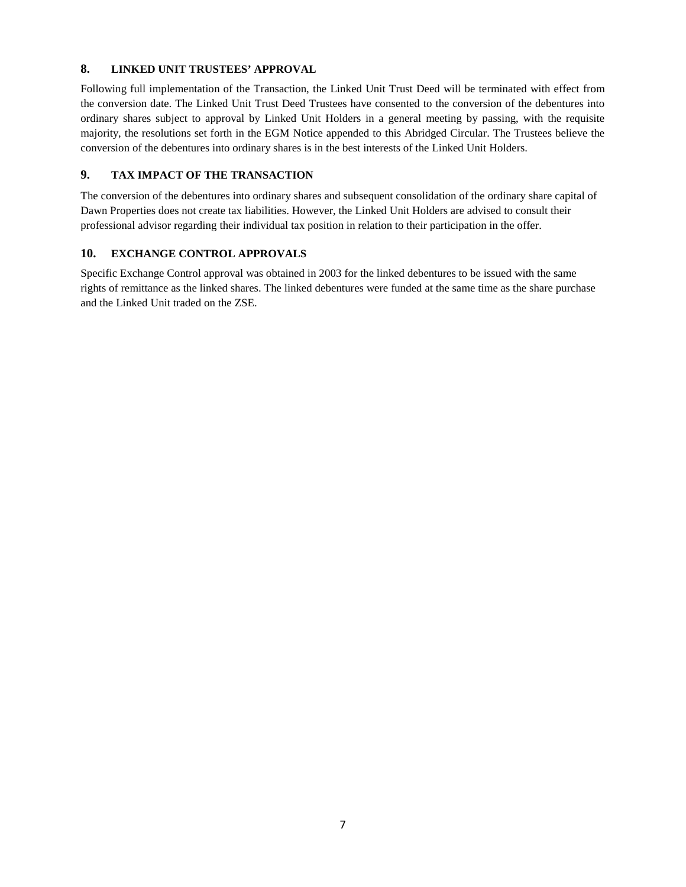## 8. LINKED UNIT TRUSTEES' APPROVAL

Following full implementation of the Transaction, the Linked Unit Trust Deed will be terminated with effect from the conversion date. The Linked Unit Trust Deed Trustees have consented to the conversion of the debentures into ordinary shares subject to approval by Linked Unit Holders in a general meeting by passing, with the requisite majority, the resolutions set forth in the EGM Notice appended to this Abridged Circular. The Trustees believe the conversion of the debentures into ordinary shares is in the best interests of the Linked Unit Holders.

## 9. TAX IMPACT OF THE TRANSACTION

The conversion of the debentures into ordinary shares and subsequent consolidation of the ordinary share capital of Dawn Properties does not create tax liabilities. However, the Linked Unit Holders are advised to consult their professional advisor regarding their individual tax position in relation to their participation in the offer.

## 10. EXCHANGE CONTROL APPROVALS

Specific Exchange Control approval was obtained in 2003 for the linked debentures to be issued with the same rights of remittance as the linked shares. The linked debentures were funded at the same time as the share purchase and the Linked Unit traded on the ZSE.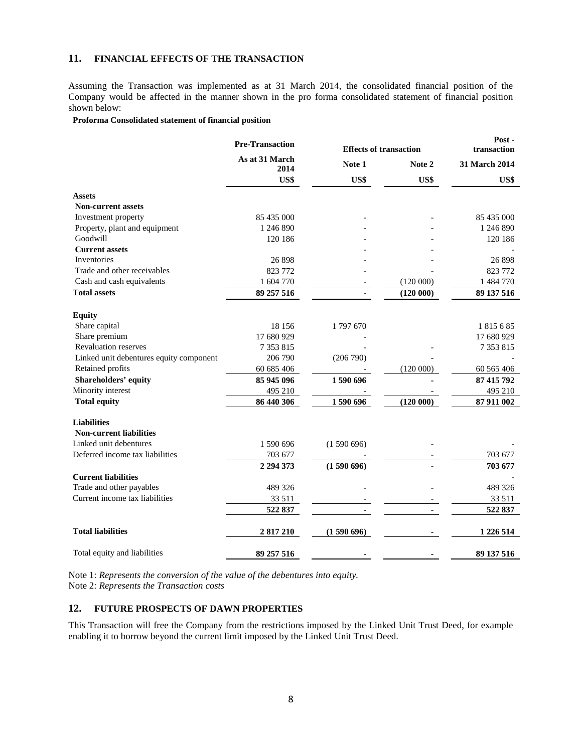## 11. FINANCIAL EFFECTS OF THE TRANSACTION

Assuming the Transaction was implemented as at 31 March 2014, the consolidated financial position of the Company would be affected in the manner shown in the pro forma consolidated statement of financial position shown below:

**Proforma Consolidated statement of financial position**

| | Pre-Transaction | Effects of transaction | | Post - transaction |
|---|---|---|---|---|
| | As at 31 March 2014 | Note 1 | Note 2 | 31 March 2014 |
| | US$ | US$ | US$ | US$ |
| **Assets** | | | | |
| **Non-current assets** | | | | |
| Investment property | 85 435 000 | - | - | 85 435 000 |
| Property, plant and equipment | 1 246 890 | - | - | 1 246 890 |
| Goodwill | 120 186 | - | - | 120 186 |
| **Current assets** | | - | - | - |
| Inventories | 26 898 | - | - | 26 898 |
| Trade and other receivables | 823 772 | - | - | 823 772 |
| Cash and cash equivalents | 1 604 770 | - | (120 000) | 1 484 770 |
| **Total assets** | **89 257 516** | **-** | **(120 000)** | **89 137 516** |
| | | | | |
| **Equity** | | | | |
| Share capital | 18 156 | 1 797 670 | | 1 815 6 85 |
| Share premium | 17 680 929 | - | | 17 680 929 |
| Revaluation reserves | 7 353 815 | - | - | 7 353 815 |
| Linked unit debentures equity component | 206 790 | (206 790) | - | - |
| Retained profits | 60 685 406 | - | (120 000) | 60 565 406 |
| **Shareholders' equity** | **85 945 096** | **1 590 696** | **-** | **87 415 792** |
| Minority interest | 495 210 | - | - | 495 210 |
| **Total equity** | **86 440 306** | **1 590 696** | **(120 000)** | **87 911 002** |
| | | | | |
| **Liabilities** | | | | |
| **Non-current liabilities** | | | | |
| Linked unit debentures | 1 590 696 | (1 590 696) | - | - |
| Deferred income tax liabilities | 703 677 | - | - | 703 677 |
| | **2 294 373** | **(1 590 696)** | **-** | **703 677** |
| **Current liabilities** | | | | - |
| Trade and other payables | 489 326 | - | - | 489 326 |
| Current income tax liabilities | 33 511 | - | - | 33 511 |
| | **522 837** | **-** | **-** | **522 837** |
| | | | | |
| **Total liabilities** | **2 817 210** | **(1 590 696)** | **-** | **1 226 514** |
| | | | | |
| Total equity and liabilities | **89 257 516** | **-** | **-** | **89 137 516** |

Note 1: *Represents the conversion of the value of the debentures into equity.*
Note 2: *Represents the Transaction costs*

## 12. FUTURE PROSPECTS OF DAWN PROPERTIES

This Transaction will free the Company from the restrictions imposed by the Linked Unit Trust Deed, for example enabling it to borrow beyond the current limit imposed by the Linked Unit Trust Deed.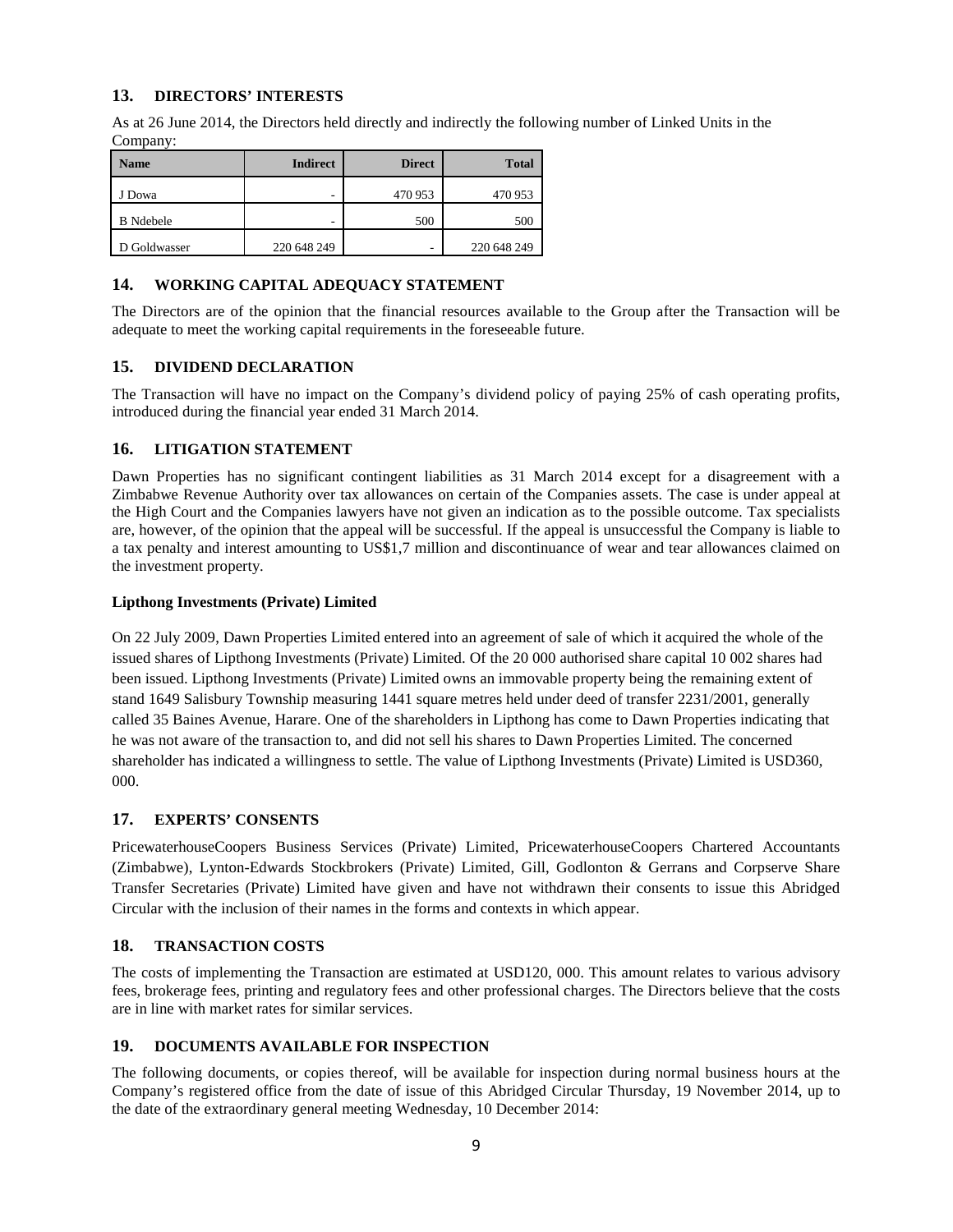## 13. DIRECTORS' INTERESTS

As at 26 June 2014, the Directors held directly and indirectly the following number of Linked Units in the Company:

| Name | Indirect | Direct | Total |
|---|---|---|---|
| J Dowa | - | 470 953 | 470 953 |
| B Ndebele | - | 500 | 500 |
| D Goldwasser | 220 648 249 | - | 220 648 249 |

## 14. WORKING CAPITAL ADEQUACY STATEMENT

The Directors are of the opinion that the financial resources available to the Group after the Transaction will be adequate to meet the working capital requirements in the foreseeable future.

## 15. DIVIDEND DECLARATION

The Transaction will have no impact on the Company's dividend policy of paying 25% of cash operating profits, introduced during the financial year ended 31 March 2014.

## 16. LITIGATION STATEMENT

Dawn Properties has no significant contingent liabilities as 31 March 2014 except for a disagreement with a Zimbabwe Revenue Authority over tax allowances on certain of the Companies assets. The case is under appeal at the High Court and the Companies lawyers have not given an indication as to the possible outcome. Tax specialists are, however, of the opinion that the appeal will be successful. If the appeal is unsuccessful the Company is liable to a tax penalty and interest amounting to US$1,7 million and discontinuance of wear and tear allowances claimed on the investment property.

**Lipthong Investments (Private) Limited**

On 22 July 2009, Dawn Properties Limited entered into an agreement of sale of which it acquired the whole of the issued shares of Lipthong Investments (Private) Limited. Of the 20 000 authorised share capital 10 002 shares had been issued. Lipthong Investments (Private) Limited owns an immovable property being the remaining extent of stand 1649 Salisbury Township measuring 1441 square metres held under deed of transfer 2231/2001, generally called 35 Baines Avenue, Harare. One of the shareholders in Lipthong has come to Dawn Properties indicating that he was not aware of the transaction to, and did not sell his shares to Dawn Properties Limited. The concerned shareholder has indicated a willingness to settle. The value of Lipthong Investments (Private) Limited is USD360, 000.

## 17. EXPERTS' CONSENTS

PricewaterhouseCoopers Business Services (Private) Limited, PricewaterhouseCoopers Chartered Accountants (Zimbabwe), Lynton-Edwards Stockbrokers (Private) Limited, Gill, Godlonton & Gerrans and Corpserve Share Transfer Secretaries (Private) Limited have given and have not withdrawn their consents to issue this Abridged Circular with the inclusion of their names in the forms and contexts in which appear.

## 18. TRANSACTION COSTS

The costs of implementing the Transaction are estimated at USD120, 000. This amount relates to various advisory fees, brokerage fees, printing and regulatory fees and other professional charges. The Directors believe that the costs are in line with market rates for similar services.

## 19. DOCUMENTS AVAILABLE FOR INSPECTION

The following documents, or copies thereof, will be available for inspection during normal business hours at the Company's registered office from the date of issue of this Abridged Circular Thursday, 19 November 2014, up to the date of the extraordinary general meeting Wednesday, 10 December 2014: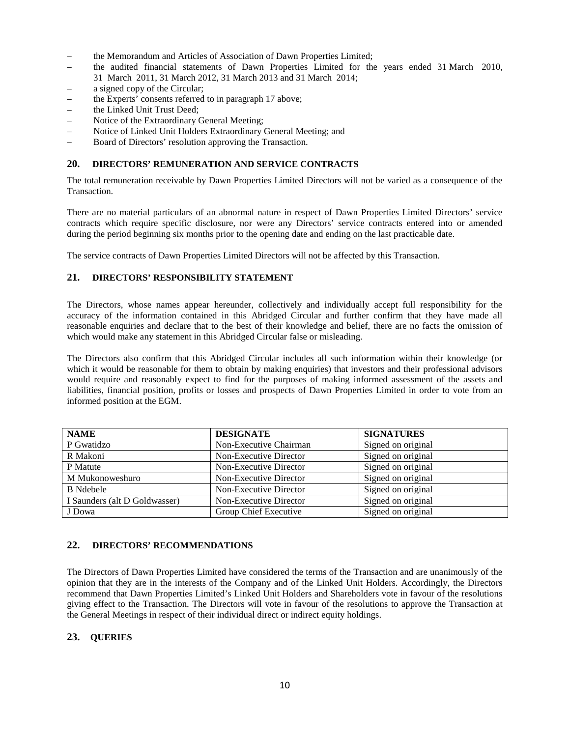- the Memorandum and Articles of Association of Dawn Properties Limited;
- the audited financial statements of Dawn Properties Limited for the years ended 31 March 2010, 31 March 2011, 31 March 2012, 31 March 2013 and 31 March 2014;
- a signed copy of the Circular;
- the Experts' consents referred to in paragraph 17 above;
- the Linked Unit Trust Deed;
- Notice of the Extraordinary General Meeting;
- Notice of Linked Unit Holders Extraordinary General Meeting; and
- Board of Directors' resolution approving the Transaction.

## 20. DIRECTORS' REMUNERATION AND SERVICE CONTRACTS

The total remuneration receivable by Dawn Properties Limited Directors will not be varied as a consequence of the Transaction.

There are no material particulars of an abnormal nature in respect of Dawn Properties Limited Directors' service contracts which require specific disclosure, nor were any Directors' service contracts entered into or amended during the period beginning six months prior to the opening date and ending on the last practicable date.

The service contracts of Dawn Properties Limited Directors will not be affected by this Transaction.

## 21. DIRECTORS' RESPONSIBILITY STATEMENT

The Directors, whose names appear hereunder, collectively and individually accept full responsibility for the accuracy of the information contained in this Abridged Circular and further confirm that they have made all reasonable enquiries and declare that to the best of their knowledge and belief, there are no facts the omission of which would make any statement in this Abridged Circular false or misleading.

The Directors also confirm that this Abridged Circular includes all such information within their knowledge (or which it would be reasonable for them to obtain by making enquiries) that investors and their professional advisors would require and reasonably expect to find for the purposes of making informed assessment of the assets and liabilities, financial position, profits or losses and prospects of Dawn Properties Limited in order to vote from an informed position at the EGM.

| NAME | DESIGNATE | SIGNATURES |
|---|---|---|
| P Gwatidzo | Non-Executive Chairman | Signed on original |
| R Makoni | Non-Executive Director | Signed on original |
| P Matute | Non-Executive Director | Signed on original |
| M Mukonoweshuro | Non-Executive Director | Signed on original |
| B Ndebele | Non-Executive Director | Signed on original |
| I Saunders (alt D Goldwasser) | Non-Executive Director | Signed on original |
| J Dowa | Group Chief Executive | Signed on original |

## 22. DIRECTORS' RECOMMENDATIONS

The Directors of Dawn Properties Limited have considered the terms of the Transaction and are unanimously of the opinion that they are in the interests of the Company and of the Linked Unit Holders. Accordingly, the Directors recommend that Dawn Properties Limited's Linked Unit Holders and Shareholders vote in favour of the resolutions giving effect to the Transaction. The Directors will vote in favour of the resolutions to approve the Transaction at the General Meetings in respect of their individual direct or indirect equity holdings.

## 23. QUERIES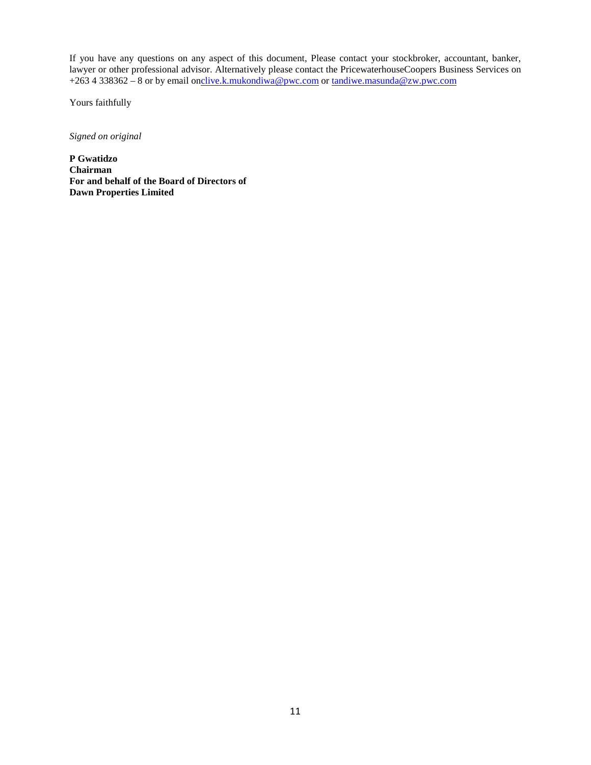If you have any questions on any aspect of this document, Please contact your stockbroker, accountant, banker, lawyer or other professional advisor. Alternatively please contact the PricewaterhouseCoopers Business Services on +263 4 338362 – 8 or by email onclive.k.mukondiwa@pwc.com or tandiwe.masunda@zw.pwc.com

Yours faithfully

*Signed on original*

**P Gwatidzo**
**Chairman**
**For and behalf of the Board of Directors of**
**Dawn Properties Limited**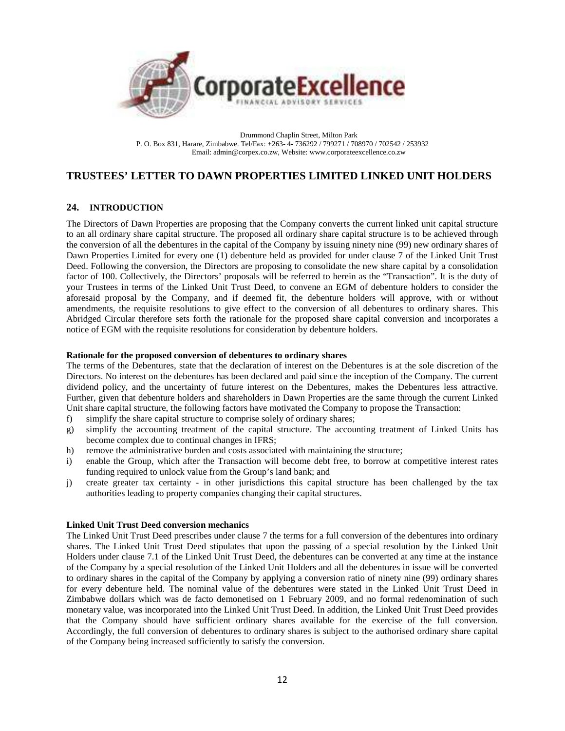Drummond Chaplin Street, Milton Park
P. O. Box 831, Harare, Zimbabwe. Tel/Fax: +263- 4- 736292 / 799271 / 708970 / 702542 / 253932
Email: admin@corpex.co.zw, Website: www.corporateexcellence.co.zw

# TRUSTEES' LETTER TO DAWN PROPERTIES LIMITED LINKED UNIT HOLDERS

## 24. INTRODUCTION

The Directors of Dawn Properties are proposing that the Company converts the current linked unit capital structure to an all ordinary share capital structure. The proposed all ordinary share capital structure is to be achieved through the conversion of all the debentures in the capital of the Company by issuing ninety nine (99) new ordinary shares of Dawn Properties Limited for every one (1) debenture held as provided for under clause 7 of the Linked Unit Trust Deed. Following the conversion, the Directors are proposing to consolidate the new share capital by a consolidation factor of 100. Collectively, the Directors' proposals will be referred to herein as the "Transaction". It is the duty of your Trustees in terms of the Linked Unit Trust Deed, to convene an EGM of debenture holders to consider the aforesaid proposal by the Company, and if deemed fit, the debenture holders will approve, with or without amendments, the requisite resolutions to give effect to the conversion of all debentures to ordinary shares. This Abridged Circular therefore sets forth the rationale for the proposed share capital conversion and incorporates a notice of EGM with the requisite resolutions for consideration by debenture holders.

**Rationale for the proposed conversion of debentures to ordinary shares**

The terms of the Debentures, state that the declaration of interest on the Debentures is at the sole discretion of the Directors. No interest on the debentures has been declared and paid since the inception of the Company. The current dividend policy, and the uncertainty of future interest on the Debentures, makes the Debentures less attractive. Further, given that debenture holders and shareholders in Dawn Properties are the same through the current Linked Unit share capital structure, the following factors have motivated the Company to propose the Transaction:

f) simplify the share capital structure to comprise solely of ordinary shares;
g) simplify the accounting treatment of the capital structure. The accounting treatment of Linked Units has become complex due to continual changes in IFRS;
h) remove the administrative burden and costs associated with maintaining the structure;
i) enable the Group, which after the Transaction will become debt free, to borrow at competitive interest rates funding required to unlock value from the Group's land bank; and
j) create greater tax certainty - in other jurisdictions this capital structure has been challenged by the tax authorities leading to property companies changing their capital structures.

**Linked Unit Trust Deed conversion mechanics**

The Linked Unit Trust Deed prescribes under clause 7 the terms for a full conversion of the debentures into ordinary shares. The Linked Unit Trust Deed stipulates that upon the passing of a special resolution by the Linked Unit Holders under clause 7.1 of the Linked Unit Trust Deed, the debentures can be converted at any time at the instance of the Company by a special resolution of the Linked Unit Holders and all the debentures in issue will be converted to ordinary shares in the capital of the Company by applying a conversion ratio of ninety nine (99) ordinary shares for every debenture held. The nominal value of the debentures were stated in the Linked Unit Trust Deed in Zimbabwe dollars which was de facto demonetised on 1 February 2009, and no formal redenomination of such monetary value, was incorporated into the Linked Unit Trust Deed. In addition, the Linked Unit Trust Deed provides that the Company should have sufficient ordinary shares available for the exercise of the full conversion. Accordingly, the full conversion of debentures to ordinary shares is subject to the authorised ordinary share capital of the Company being increased sufficiently to satisfy the conversion.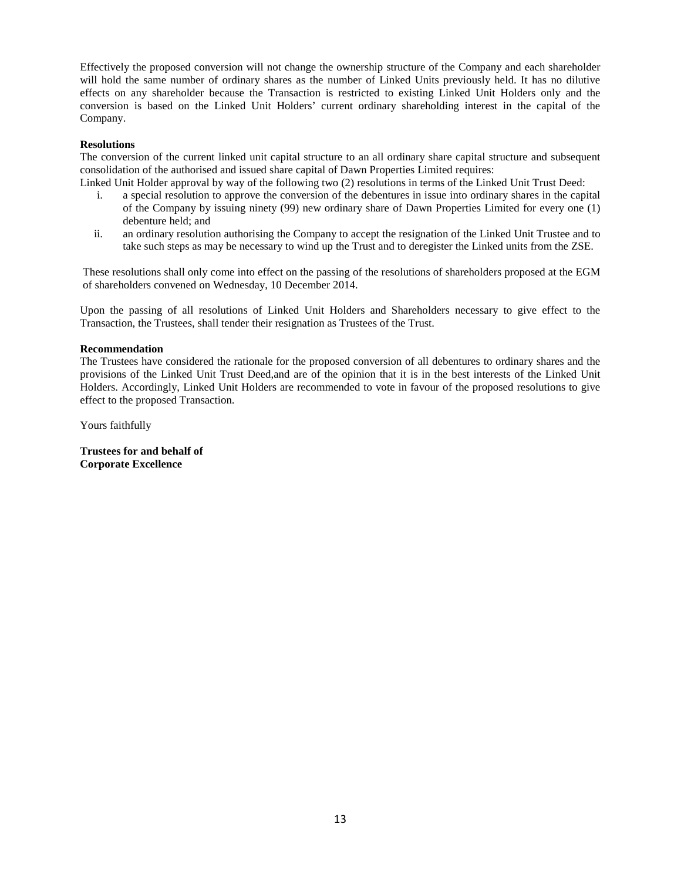Effectively the proposed conversion will not change the ownership structure of the Company and each shareholder will hold the same number of ordinary shares as the number of Linked Units previously held. It has no dilutive effects on any shareholder because the Transaction is restricted to existing Linked Unit Holders only and the conversion is based on the Linked Unit Holders' current ordinary shareholding interest in the capital of the Company.

**Resolutions**

The conversion of the current linked unit capital structure to an all ordinary share capital structure and subsequent consolidation of the authorised and issued share capital of Dawn Properties Limited requires:

Linked Unit Holder approval by way of the following two (2) resolutions in terms of the Linked Unit Trust Deed:

i. a special resolution to approve the conversion of the debentures in issue into ordinary shares in the capital of the Company by issuing ninety (99) new ordinary share of Dawn Properties Limited for every one (1) debenture held; and
ii. an ordinary resolution authorising the Company to accept the resignation of the Linked Unit Trustee and to take such steps as may be necessary to wind up the Trust and to deregister the Linked units from the ZSE.

These resolutions shall only come into effect on the passing of the resolutions of shareholders proposed at the EGM of shareholders convened on Wednesday, 10 December 2014.

Upon the passing of all resolutions of Linked Unit Holders and Shareholders necessary to give effect to the Transaction, the Trustees, shall tender their resignation as Trustees of the Trust.

**Recommendation**

The Trustees have considered the rationale for the proposed conversion of all debentures to ordinary shares and the provisions of the Linked Unit Trust Deed,and are of the opinion that it is in the best interests of the Linked Unit Holders. Accordingly, Linked Unit Holders are recommended to vote in favour of the proposed resolutions to give effect to the proposed Transaction.

Yours faithfully

**Trustees for and behalf of**
**Corporate Excellence**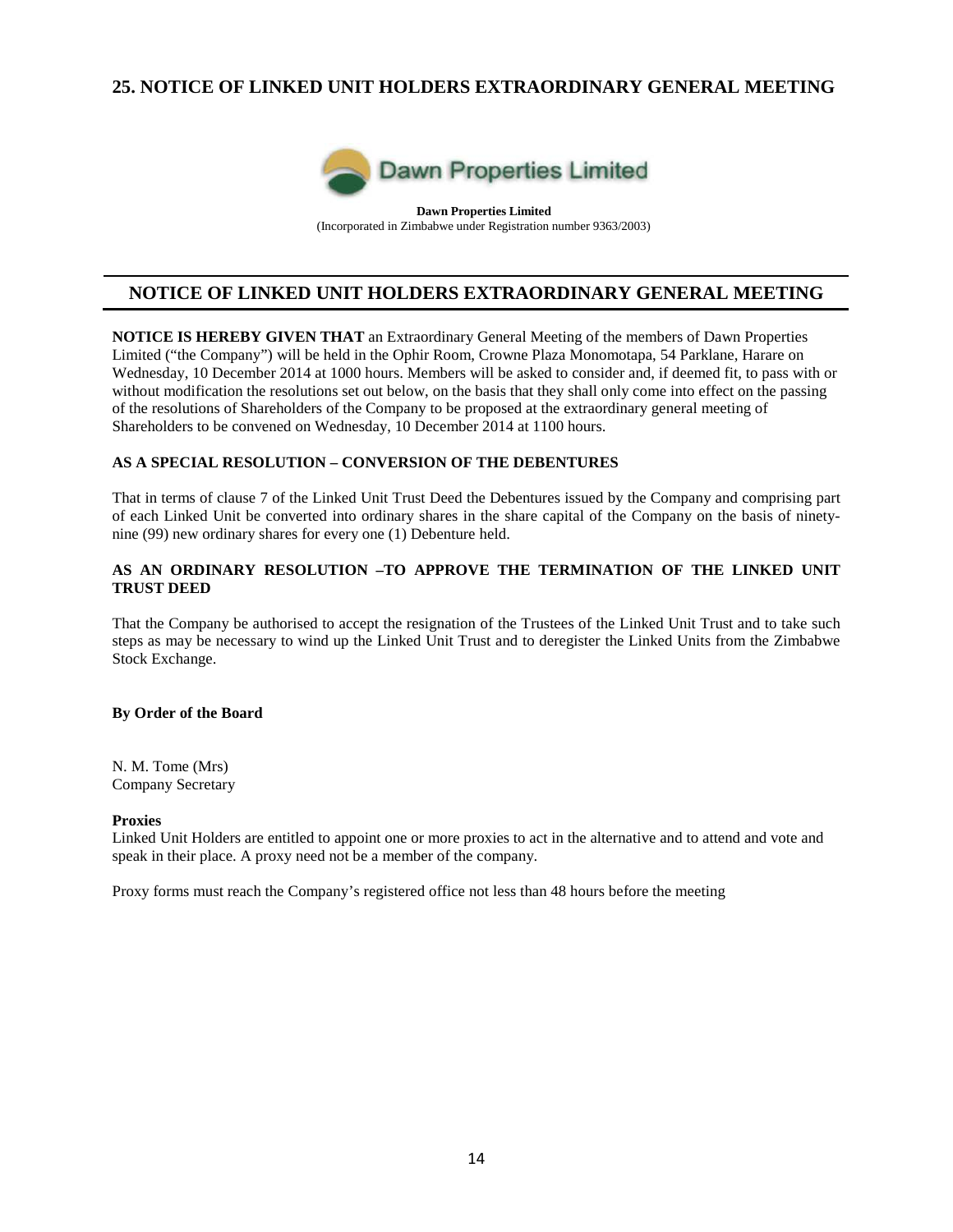## 25. NOTICE OF LINKED UNIT HOLDERS EXTRAORDINARY GENERAL MEETING

Dawn Properties Limited

**Dawn Properties Limited**
(Incorporated in Zimbabwe under Registration number 9363/2003)

## NOTICE OF LINKED UNIT HOLDERS EXTRAORDINARY GENERAL MEETING

**NOTICE IS HEREBY GIVEN THAT** an Extraordinary General Meeting of the members of Dawn Properties Limited ("the Company") will be held in the Ophir Room, Crowne Plaza Monomotapa, 54 Parklane, Harare on Wednesday, 10 December 2014 at 1000 hours. Members will be asked to consider and, if deemed fit, to pass with or without modification the resolutions set out below, on the basis that they shall only come into effect on the passing of the resolutions of Shareholders of the Company to be proposed at the extraordinary general meeting of Shareholders to be convened on Wednesday, 10 December 2014 at 1100 hours.

**AS A SPECIAL RESOLUTION – CONVERSION OF THE DEBENTURES**

That in terms of clause 7 of the Linked Unit Trust Deed the Debentures issued by the Company and comprising part of each Linked Unit be converted into ordinary shares in the share capital of the Company on the basis of ninety-nine (99) new ordinary shares for every one (1) Debenture held.

**AS AN ORDINARY RESOLUTION –TO APPROVE THE TERMINATION OF THE LINKED UNIT TRUST DEED**

That the Company be authorised to accept the resignation of the Trustees of the Linked Unit Trust and to take such steps as may be necessary to wind up the Linked Unit Trust and to deregister the Linked Units from the Zimbabwe Stock Exchange.

**By Order of the Board**

N. M. Tome (Mrs)
Company Secretary

**Proxies**
Linked Unit Holders are entitled to appoint one or more proxies to act in the alternative and to attend and vote and speak in their place. A proxy need not be a member of the company.

Proxy forms must reach the Company's registered office not less than 48 hours before the meeting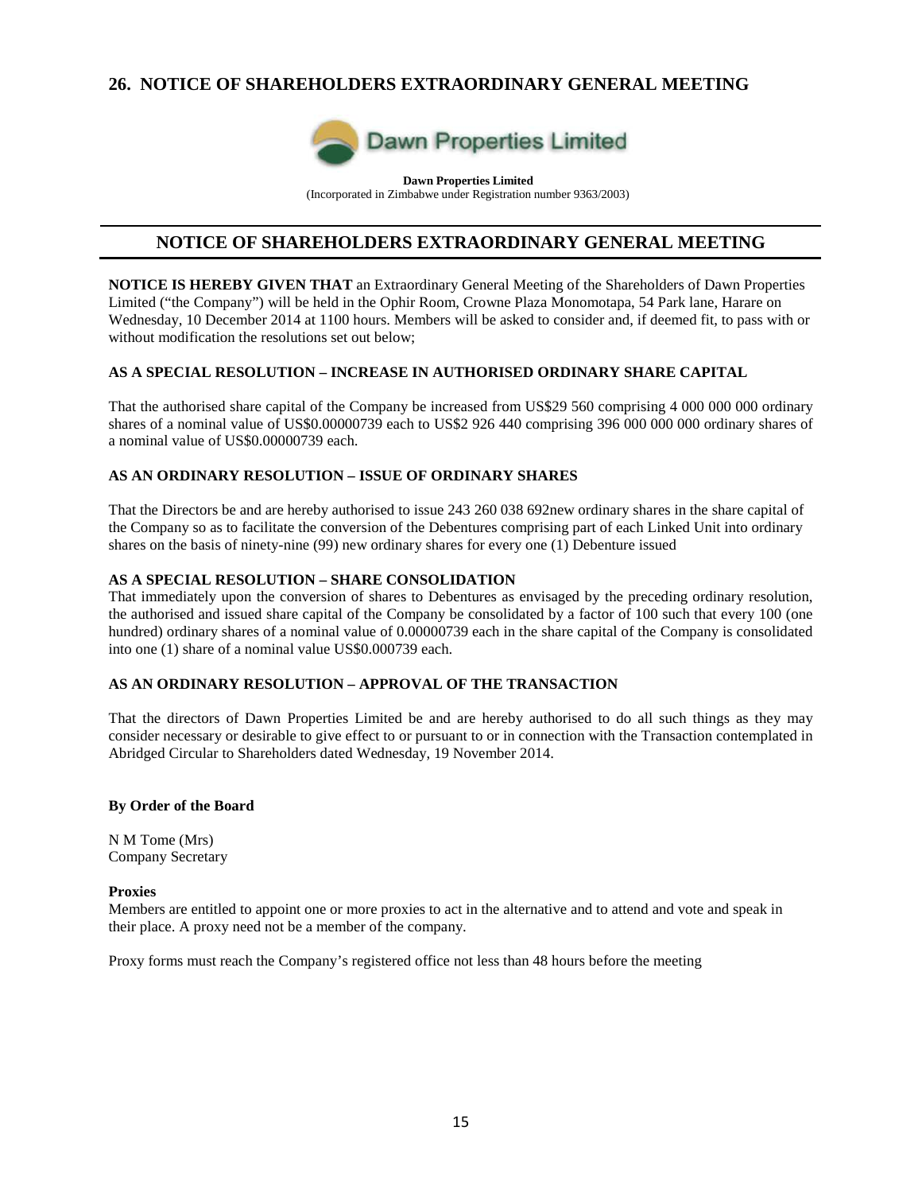## 26. NOTICE OF SHAREHOLDERS EXTRAORDINARY GENERAL MEETING

Dawn Properties Limited

**Dawn Properties Limited**
(Incorporated in Zimbabwe under Registration number 9363/2003)

## NOTICE OF SHAREHOLDERS EXTRAORDINARY GENERAL MEETING

**NOTICE IS HEREBY GIVEN THAT** an Extraordinary General Meeting of the Shareholders of Dawn Properties Limited ("the Company") will be held in the Ophir Room, Crowne Plaza Monomotapa, 54 Park lane, Harare on Wednesday, 10 December 2014 at 1100 hours. Members will be asked to consider and, if deemed fit, to pass with or without modification the resolutions set out below;

**AS A SPECIAL RESOLUTION – INCREASE IN AUTHORISED ORDINARY SHARE CAPITAL**

That the authorised share capital of the Company be increased from US$29 560 comprising 4 000 000 000 ordinary shares of a nominal value of US$0.00000739 each to US$2 926 440 comprising 396 000 000 000 ordinary shares of a nominal value of US$0.00000739 each.

**AS AN ORDINARY RESOLUTION – ISSUE OF ORDINARY SHARES**

That the Directors be and are hereby authorised to issue 243 260 038 692new ordinary shares in the share capital of the Company so as to facilitate the conversion of the Debentures comprising part of each Linked Unit into ordinary shares on the basis of ninety-nine (99) new ordinary shares for every one (1) Debenture issued

**AS A SPECIAL RESOLUTION – SHARE CONSOLIDATION**

That immediately upon the conversion of shares to Debentures as envisaged by the preceding ordinary resolution, the authorised and issued share capital of the Company be consolidated by a factor of 100 such that every 100 (one hundred) ordinary shares of a nominal value of 0.00000739 each in the share capital of the Company is consolidated into one (1) share of a nominal value US$0.000739 each.

**AS AN ORDINARY RESOLUTION – APPROVAL OF THE TRANSACTION**

That the directors of Dawn Properties Limited be and are hereby authorised to do all such things as they may consider necessary or desirable to give effect to or pursuant to or in connection with the Transaction contemplated in Abridged Circular to Shareholders dated Wednesday, 19 November 2014.

**By Order of the Board**

N M Tome (Mrs)
Company Secretary

**Proxies**

Members are entitled to appoint one or more proxies to act in the alternative and to attend and vote and speak in their place. A proxy need not be a member of the company.

Proxy forms must reach the Company's registered office not less than 48 hours before the meeting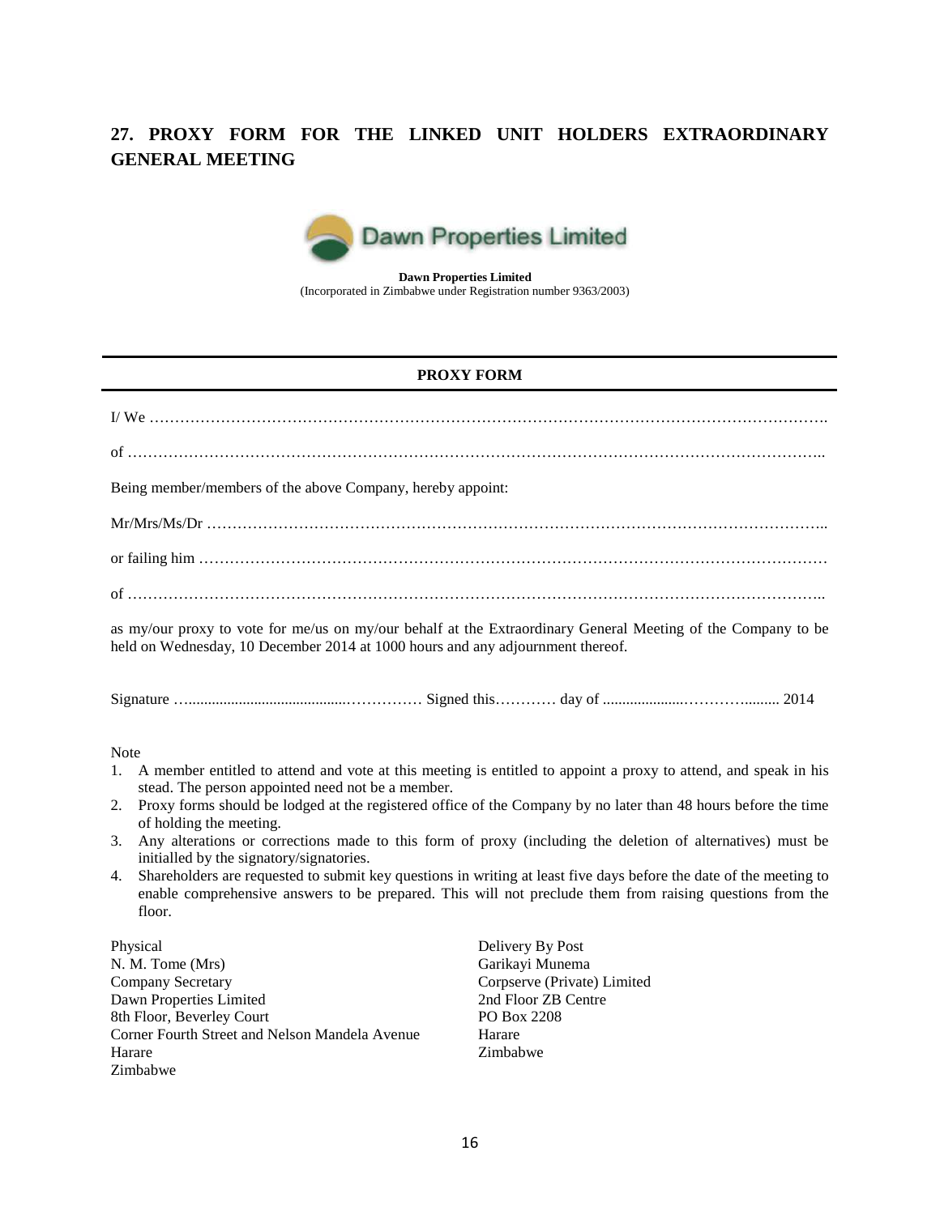## 27. PROXY FORM FOR THE LINKED UNIT HOLDERS EXTRAORDINARY GENERAL MEETING

**Dawn Properties Limited**
(Incorporated in Zimbabwe under Registration number 9363/2003)

---

**PROXY FORM**

---

I/ We ……………………………………………………………………………………………………………….

of ………………………………………………………………………………………………………………..

Being member/members of the above Company, hereby appoint:

Mr/Mrs/Ms/Dr ……………………………………………………………………………………………………..

or failing him ……………………………………………………………………………………………………

of ………………………………………………………………………………………………………………..

as my/our proxy to vote for me/us on my/our behalf at the Extraordinary General Meeting of the Company to be held on Wednesday, 10 December 2014 at 1000 hours and any adjournment thereof.

Signature …......................................…………… Signed this………… day of .....................………......... 2014

Note

1. A member entitled to attend and vote at this meeting is entitled to appoint a proxy to attend, and speak in his stead. The person appointed need not be a member.
2. Proxy forms should be lodged at the registered office of the Company by no later than 48 hours before the time of holding the meeting.
3. Any alterations or corrections made to this form of proxy (including the deletion of alternatives) must be initialled by the signatory/signatories.
4. Shareholders are requested to submit key questions in writing at least five days before the date of the meeting to enable comprehensive answers to be prepared. This will not preclude them from raising questions from the floor.

Physical
N. M. Tome (Mrs)
Company Secretary
Dawn Properties Limited
8th Floor, Beverley Court
Corner Fourth Street and Nelson Mandela Avenue
Harare
Zimbabwe

Delivery By Post
Garikayi Munema
Corpserve (Private) Limited
2nd Floor ZB Centre
PO Box 2208
Harare
Zimbabwe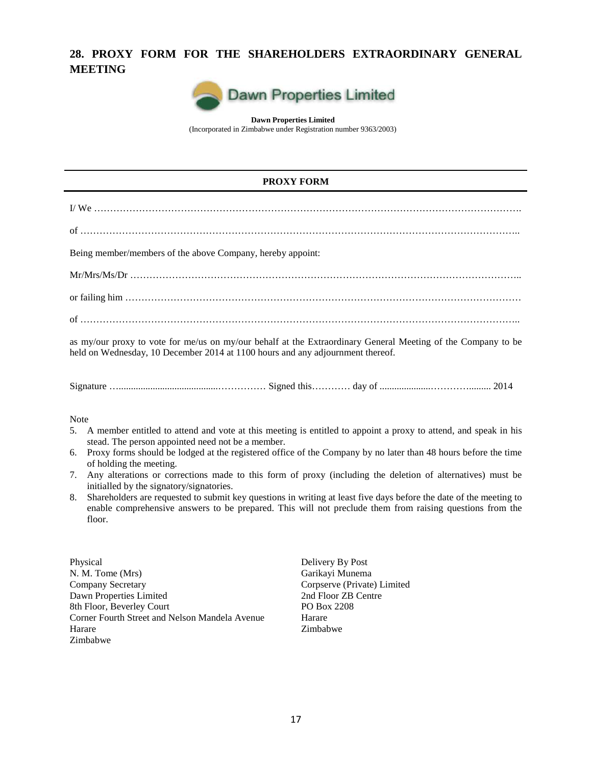## 28. PROXY FORM FOR THE SHAREHOLDERS EXTRAORDINARY GENERAL MEETING

Dawn Properties Limited

**Dawn Properties Limited**
(Incorporated in Zimbabwe under Registration number 9363/2003)

**PROXY FORM**

I/ We ……………………………………………………………………………………………………………….

of ……………………………………………………………………………………………………………………..

Being member/members of the above Company, hereby appoint:

Mr/Mrs/Ms/Dr ………………………………………………………………………………………………………..

or failing him …………………………………………………………………………………………………………

of ……………………………………………………………………………………………………………………..

as my/our proxy to vote for me/us on my/our behalf at the Extraordinary General Meeting of the Company to be held on Wednesday, 10 December 2014 at 1100 hours and any adjournment thereof.

Signature …........................................…………… Signed this………… day of ....................………......... 2014

Note

5. A member entitled to attend and vote at this meeting is entitled to appoint a proxy to attend, and speak in his stead. The person appointed need not be a member.
6. Proxy forms should be lodged at the registered office of the Company by no later than 48 hours before the time of holding the meeting.
7. Any alterations or corrections made to this form of proxy (including the deletion of alternatives) must be initialled by the signatory/signatories.
8. Shareholders are requested to submit key questions in writing at least five days before the date of the meeting to enable comprehensive answers to be prepared. This will not preclude them from raising questions from the floor.

Physical
N. M. Tome (Mrs)
Company Secretary
Dawn Properties Limited
8th Floor, Beverley Court
Corner Fourth Street and Nelson Mandela Avenue
Harare
Zimbabwe

Delivery By Post
Garikayi Munema
Corpserve (Private) Limited
2nd Floor ZB Centre
PO Box 2208
Harare
Zimbabwe